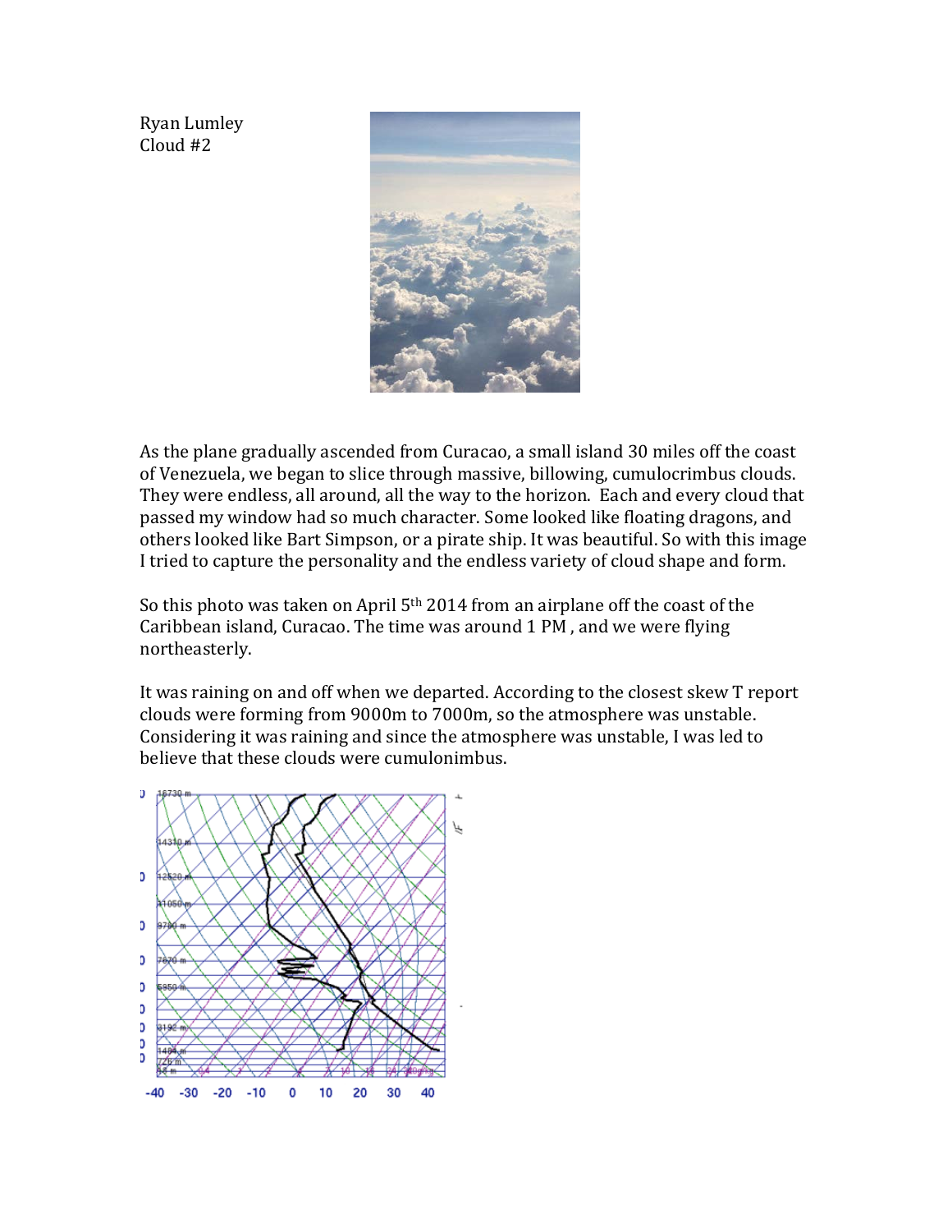Ryan Lumley
Cloud #2

As the plane gradually ascended from Curacao, a small island 30 miles off the coast of Venezuela, we began to slice through massive, billowing, cumulocrimbus clouds. They were endless, all around, all the way to the horizon. Each and every cloud that passed my window had so much character. Some looked like floating dragons, and others looked like Bart Simpson, or a pirate ship. It was beautiful. So with this image I tried to capture the personality and the endless variety of cloud shape and form.

So this photo was taken on April 5th 2014 from an airplane off the coast of the Caribbean island, Curacao. The time was around 1 PM, and we were flying northeasterly.

It was raining on and off when we departed. According to the closest skew T report clouds were forming from 9000m to 7000m, so the atmosphere was unstable. Considering it was raining and since the atmosphere was unstable, I was led to believe that these clouds were cumulonimbus.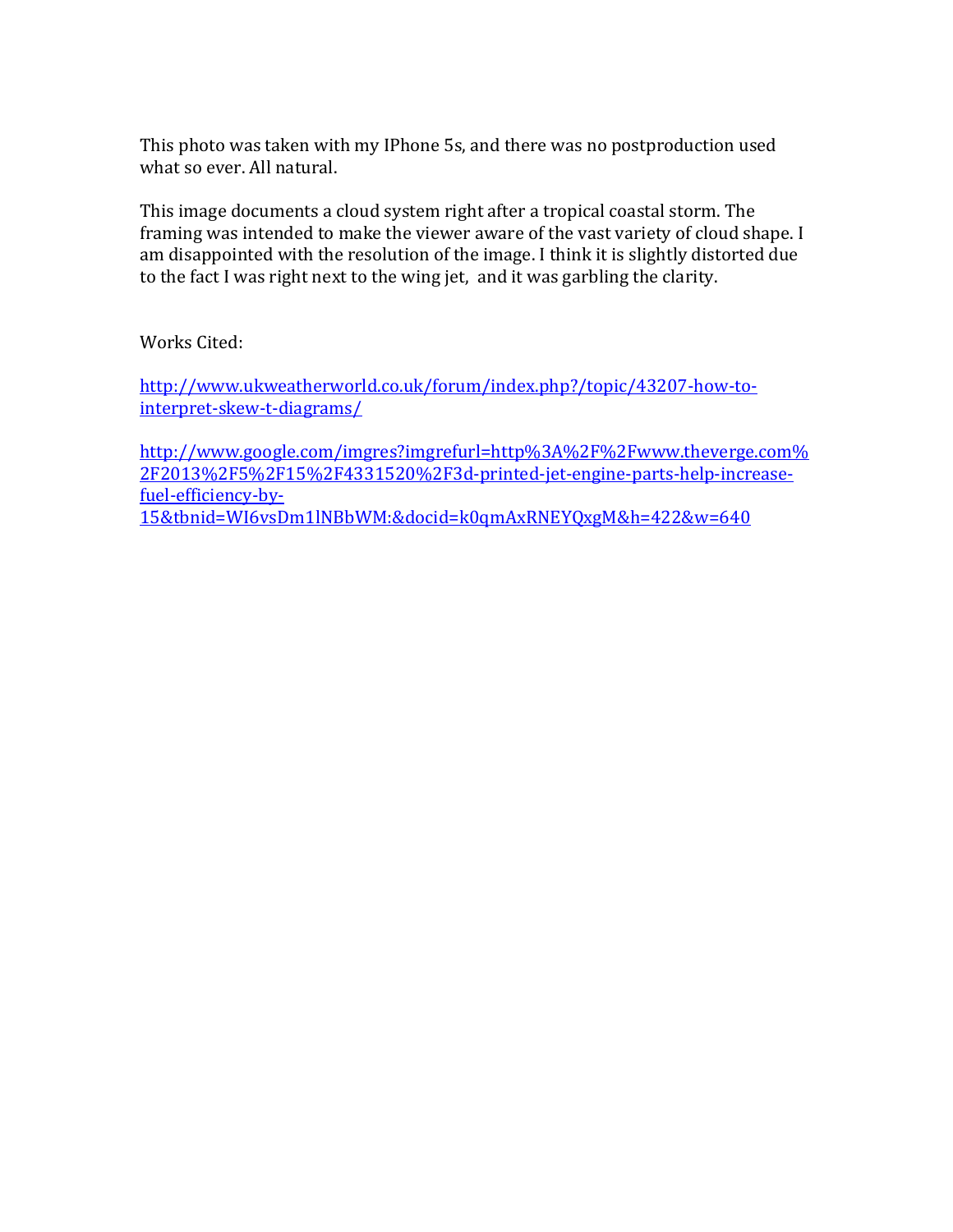This photo was taken with my IPhone 5s, and there was no postproduction used what so ever. All natural.

This image documents a cloud system right after a tropical coastal storm. The framing was intended to make the viewer aware of the vast variety of cloud shape. I am disappointed with the resolution of the image. I think it is slightly distorted due to the fact I was right next to the wing jet, and it was garbling the clarity.

Works Cited:

http://www.ukweatherworld.co.uk/forum/index.php?/topic/43207-how-to-interpret-skew-t-diagrams/

http://www.google.com/imgres?imgrefurl=http%3A%2F%2Fwww.theverge.com%2F2013%2F5%2F15%2F4331520%2F3d-printed-jet-engine-parts-help-increase-fuel-efficiency-by-15&tbnid=WI6vsDm1lNBbWM:&docid=k0qmAxRNEYQxgM&h=422&w=640